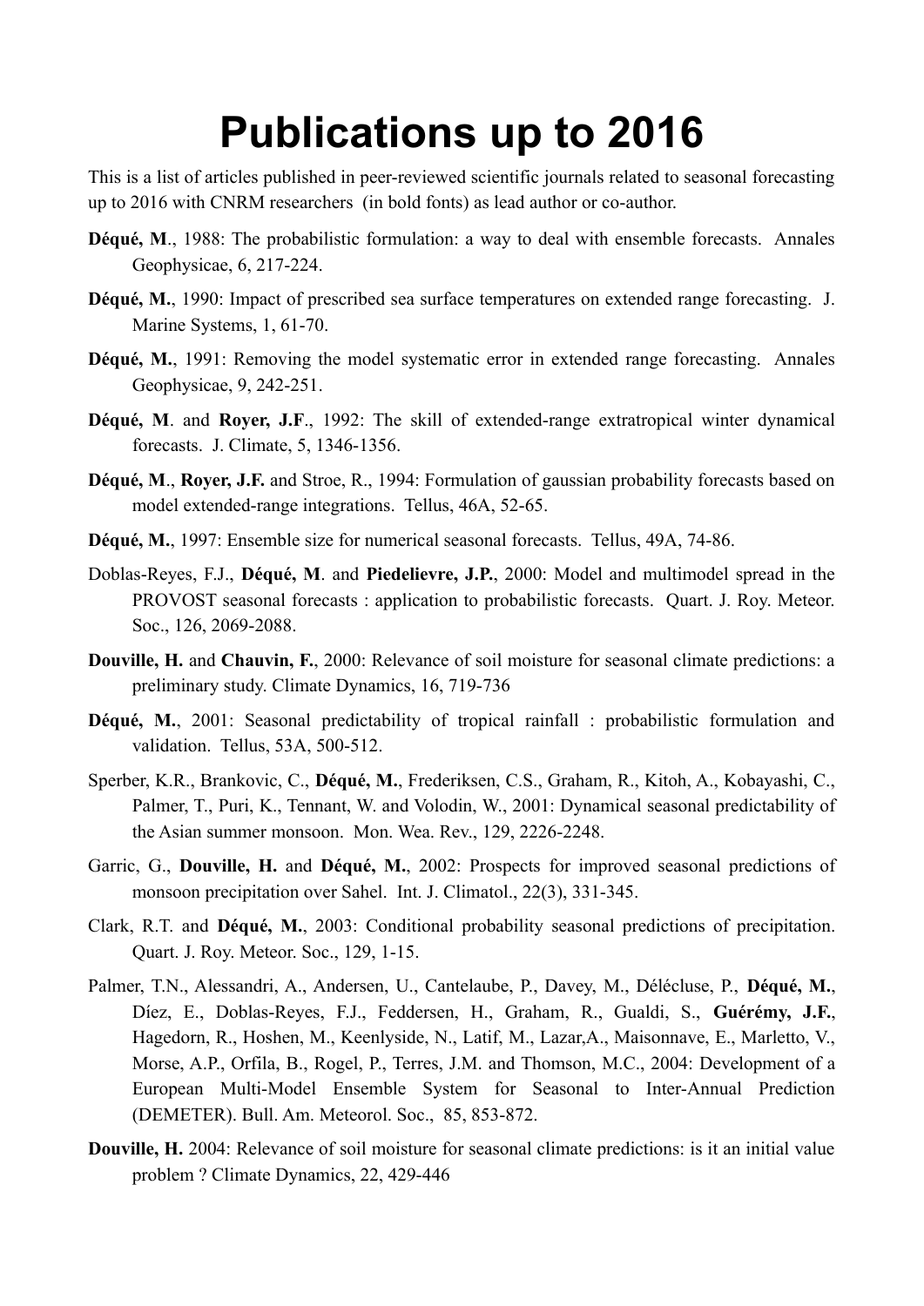# Publications up to 2016

This is a list of articles published in peer-reviewed scientific journals related to seasonal forecasting up to 2016 with CNRM researchers (in bold fonts) as lead author or co-author.

**Déqué, M**., 1988: The probabilistic formulation: a way to deal with ensemble forecasts. Annales Geophysicae, 6, 217-224.

**Déqué, M.**, 1990: Impact of prescribed sea surface temperatures on extended range forecasting. J. Marine Systems, 1, 61-70.

**Déqué, M.**, 1991: Removing the model systematic error in extended range forecasting. Annales Geophysicae, 9, 242-251.

**Déqué, M**. and **Royer, J.F**., 1992: The skill of extended-range extratropical winter dynamical forecasts. J. Climate, 5, 1346-1356.

**Déqué, M**., **Royer, J.F.** and Stroe, R., 1994: Formulation of gaussian probability forecasts based on model extended-range integrations. Tellus, 46A, 52-65.

**Déqué, M.**, 1997: Ensemble size for numerical seasonal forecasts. Tellus, 49A, 74-86.

Doblas-Reyes, F.J., **Déqué, M**. and **Piedelievre, J.P.**, 2000: Model and multimodel spread in the PROVOST seasonal forecasts : application to probabilistic forecasts. Quart. J. Roy. Meteor. Soc., 126, 2069-2088.

**Douville, H.** and **Chauvin, F.**, 2000: Relevance of soil moisture for seasonal climate predictions: a preliminary study. Climate Dynamics, 16, 719-736

**Déqué, M.**, 2001: Seasonal predictability of tropical rainfall : probabilistic formulation and validation. Tellus, 53A, 500-512.

Sperber, K.R., Brankovic, C., **Déqué, M.**, Frederiksen, C.S., Graham, R., Kitoh, A., Kobayashi, C., Palmer, T., Puri, K., Tennant, W. and Volodin, W., 2001: Dynamical seasonal predictability of the Asian summer monsoon. Mon. Wea. Rev., 129, 2226-2248.

Garric, G., **Douville, H.** and **Déqué, M.**, 2002: Prospects for improved seasonal predictions of monsoon precipitation over Sahel. Int. J. Climatol., 22(3), 331-345.

Clark, R.T. and **Déqué, M.**, 2003: Conditional probability seasonal predictions of precipitation. Quart. J. Roy. Meteor. Soc., 129, 1-15.

Palmer, T.N., Alessandri, A., Andersen, U., Cantelaube, P., Davey, M., Délécluse, P., **Déqué, M.**, Díez, E., Doblas-Reyes, F.J., Feddersen, H., Graham, R., Gualdi, S., **Guérémy, J.F.**, Hagedorn, R., Hoshen, M., Keenlyside, N., Latif, M., Lazar,A., Maisonnave, E., Marletto, V., Morse, A.P., Orfila, B., Rogel, P., Terres, J.M. and Thomson, M.C., 2004: Development of a European Multi-Model Ensemble System for Seasonal to Inter-Annual Prediction (DEMETER). Bull. Am. Meteorol. Soc., 85, 853-872.

**Douville, H.** 2004: Relevance of soil moisture for seasonal climate predictions: is it an initial value problem ? Climate Dynamics, 22, 429-446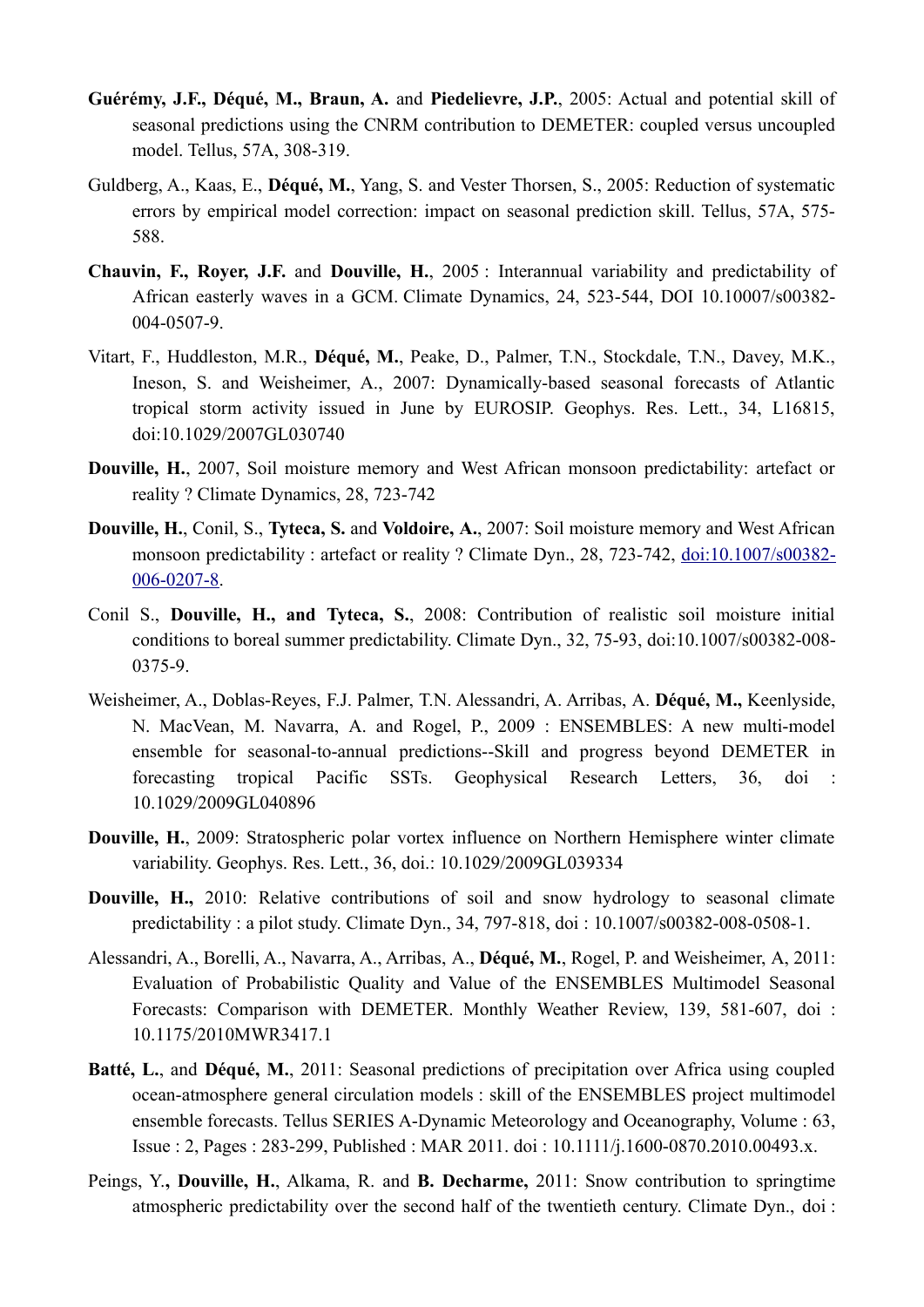**Guérémy, J.F., Déqué, M., Braun, A.** and **Piedelievre, J.P.**, 2005: Actual and potential skill of seasonal predictions using the CNRM contribution to DEMETER: coupled versus uncoupled model. Tellus, 57A, 308-319.

Guldberg, A., Kaas, E., **Déqué, M.**, Yang, S. and Vester Thorsen, S., 2005: Reduction of systematic errors by empirical model correction: impact on seasonal prediction skill. Tellus, 57A, 575-588.

**Chauvin, F., Royer, J.F.** and **Douville, H.**, 2005 : Interannual variability and predictability of African easterly waves in a GCM. Climate Dynamics, 24, 523-544, DOI 10.10007/s00382-004-0507-9.

Vitart, F., Huddleston, M.R., **Déqué, M.**, Peake, D., Palmer, T.N., Stockdale, T.N., Davey, M.K., Ineson, S. and Weisheimer, A., 2007: Dynamically-based seasonal forecasts of Atlantic tropical storm activity issued in June by EUROSIP. Geophys. Res. Lett., 34, L16815, doi:10.1029/2007GL030740

**Douville, H.**, 2007, Soil moisture memory and West African monsoon predictability: artefact or reality ? Climate Dynamics, 28, 723-742

**Douville, H.**, Conil, S., **Tyteca, S.** and **Voldoire, A.**, 2007: Soil moisture memory and West African monsoon predictability : artefact or reality ? Climate Dyn., 28, 723-742, doi:10.1007/s00382-006-0207-8.

Conil S., **Douville, H., and Tyteca, S.**, 2008: Contribution of realistic soil moisture initial conditions to boreal summer predictability. Climate Dyn., 32, 75-93, doi:10.1007/s00382-008-0375-9.

Weisheimer, A., Doblas-Reyes, F.J. Palmer, T.N. Alessandri, A. Arribas, A. **Déqué, M.,** Keenlyside, N. MacVean, M. Navarra, A. and Rogel, P., 2009 : ENSEMBLES: A new multi-model ensemble for seasonal-to-annual predictions--Skill and progress beyond DEMETER in forecasting tropical Pacific SSTs. Geophysical Research Letters, 36, doi : 10.1029/2009GL040896

**Douville, H.**, 2009: Stratospheric polar vortex influence on Northern Hemisphere winter climate variability. Geophys. Res. Lett., 36, doi.: 10.1029/2009GL039334

**Douville, H.,** 2010: Relative contributions of soil and snow hydrology to seasonal climate predictability : a pilot study. Climate Dyn., 34, 797-818, doi : 10.1007/s00382-008-0508-1.

Alessandri, A., Borelli, A., Navarra, A., Arribas, A., **Déqué, M.**, Rogel, P. and Weisheimer, A, 2011: Evaluation of Probabilistic Quality and Value of the ENSEMBLES Multimodel Seasonal Forecasts: Comparison with DEMETER. Monthly Weather Review, 139, 581-607, doi : 10.1175/2010MWR3417.1

**Batté, L.**, and **Déqué, M.**, 2011: Seasonal predictions of precipitation over Africa using coupled ocean-atmosphere general circulation models : skill of the ENSEMBLES project multimodel ensemble forecasts. Tellus SERIES A-Dynamic Meteorology and Oceanography, Volume : 63, Issue : 2, Pages : 283-299, Published : MAR 2011. doi : 10.1111/j.1600-0870.2010.00493.x.

Peings, Y.**, Douville, H.**, Alkama, R. and **B. Decharme,** 2011: Snow contribution to springtime atmospheric predictability over the second half of the twentieth century. Climate Dyn., doi :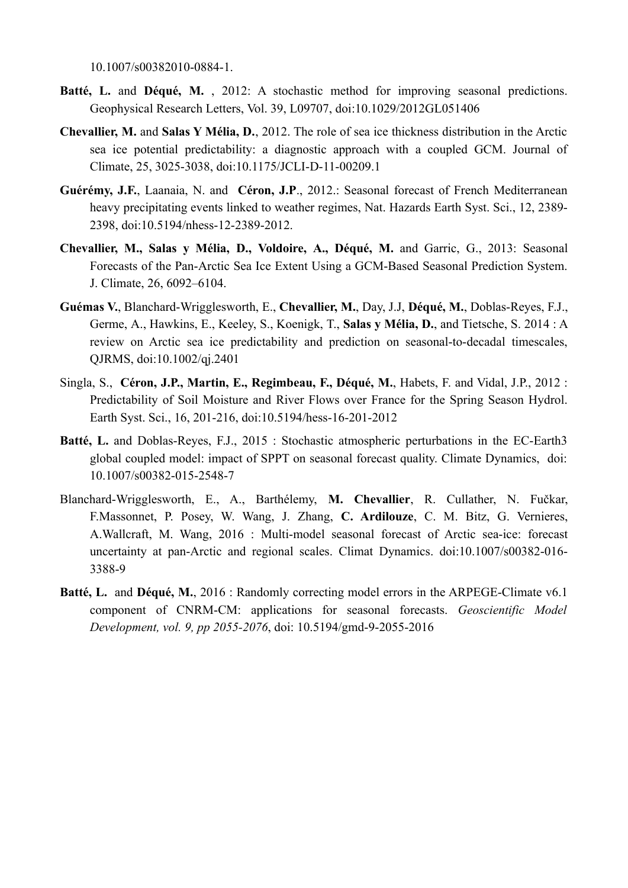10.1007/s00382010-0884-1.

**Batté, L.** and **Déqué, M.** , 2012: A stochastic method for improving seasonal predictions. Geophysical Research Letters, Vol. 39, L09707, doi:10.1029/2012GL051406

**Chevallier, M.** and **Salas Y Mélia, D.**, 2012. The role of sea ice thickness distribution in the Arctic sea ice potential predictability: a diagnostic approach with a coupled GCM. Journal of Climate, 25, 3025-3038, doi:10.1175/JCLI-D-11-00209.1

**Guérémy, J.F.**, Laanaia, N. and **Céron, J.P**., 2012.: Seasonal forecast of French Mediterranean heavy precipitating events linked to weather regimes, Nat. Hazards Earth Syst. Sci., 12, 2389-2398, doi:10.5194/nhess-12-2389-2012.

**Chevallier, M., Salas y Mélia, D., Voldoire, A., Déqué, M.** and Garric, G., 2013: Seasonal Forecasts of the Pan-Arctic Sea Ice Extent Using a GCM-Based Seasonal Prediction System. J. Climate, 26, 6092–6104.

**Guémas V.**, Blanchard-Wrigglesworth, E., **Chevallier, M.**, Day, J.J, **Déqué, M.**, Doblas-Reyes, F.J., Germe, A., Hawkins, E., Keeley, S., Koenigk, T., **Salas y Mélia, D.**, and Tietsche, S. 2014 : A review on Arctic sea ice predictability and prediction on seasonal-to-decadal timescales, QJRMS, doi:10.1002/qj.2401

Singla, S., **Céron, J.P., Martin, E., Regimbeau, F., Déqué, M.**, Habets, F. and Vidal, J.P., 2012 : Predictability of Soil Moisture and River Flows over France for the Spring Season Hydrol. Earth Syst. Sci., 16, 201-216, doi:10.5194/hess-16-201-2012

**Batté, L.** and Doblas-Reyes, F.J., 2015 : Stochastic atmospheric perturbations in the EC-Earth3 global coupled model: impact of SPPT on seasonal forecast quality. Climate Dynamics, doi: 10.1007/s00382-015-2548-7

Blanchard-Wrigglesworth, E., A., Barthélemy, **M. Chevallier**, R. Cullather, N. Fučkar, F.Massonnet, P. Posey, W. Wang, J. Zhang, **C. Ardilouze**, C. M. Bitz, G. Vernieres, A.Wallcraft, M. Wang, 2016 : Multi-model seasonal forecast of Arctic sea-ice: forecast uncertainty at pan-Arctic and regional scales. Climat Dynamics. doi:10.1007/s00382-016-3388-9

**Batté, L.** and **Déqué, M.**, 2016 : Randomly correcting model errors in the ARPEGE-Climate v6.1 component of CNRM-CM: applications for seasonal forecasts. *Geoscientific Model Development, vol. 9, pp 2055-2076*, doi: 10.5194/gmd-9-2055-2016